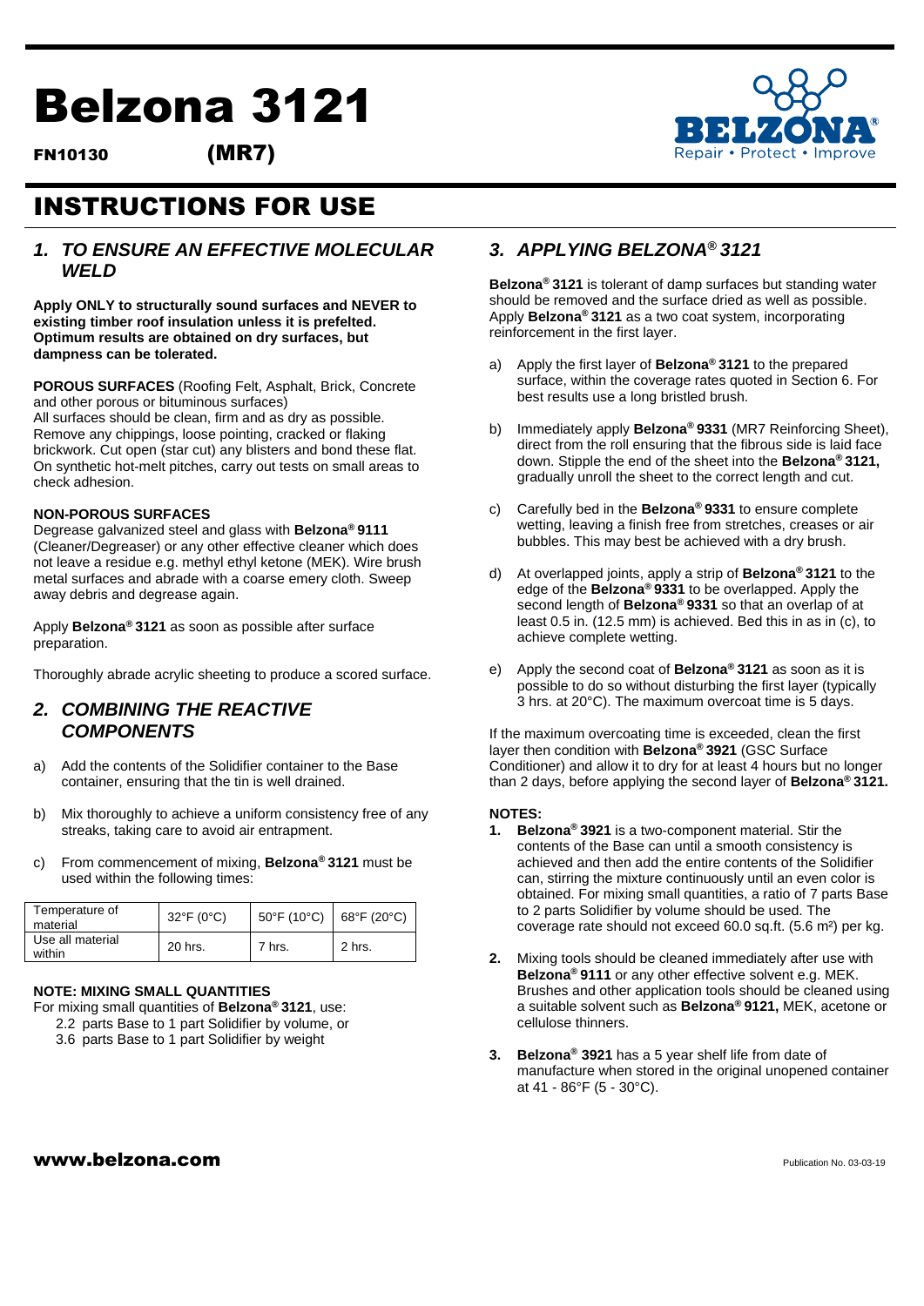# Belzona 3121

**FN10130** **(MR7)**

## INSTRUCTIONS FOR USE

### *1. TO ENSURE AN EFFECTIVE MOLECULAR WELD*

**Apply ONLY to structurally sound surfaces and NEVER to existing timber roof insulation unless it is prefelted. Optimum results are obtained on dry surfaces, but dampness can be tolerated.**

**POROUS SURFACES** (Roofing Felt, Asphalt, Brick, Concrete and other porous or bituminous surfaces)
All surfaces should be clean, firm and as dry as possible. Remove any chippings, loose pointing, cracked or flaking brickwork. Cut open (star cut) any blisters and bond these flat. On synthetic hot-melt pitches, carry out tests on small areas to check adhesion.

**NON-POROUS SURFACES**
Degrease galvanized steel and glass with **Belzona® 9111** (Cleaner/Degreaser) or any other effective cleaner which does not leave a residue e.g. methyl ethyl ketone (MEK). Wire brush metal surfaces and abrade with a coarse emery cloth. Sweep away debris and degrease again.

Apply **Belzona® 3121** as soon as possible after surface preparation.

Thoroughly abrade acrylic sheeting to produce a scored surface.

### *2. COMBINING THE REACTIVE COMPONENTS*

a) Add the contents of the Solidifier container to the Base container, ensuring that the tin is well drained.

b) Mix thoroughly to achieve a uniform consistency free of any streaks, taking care to avoid air entrapment.

c) From commencement of mixing, **Belzona® 3121** must be used within the following times:

| Temperature of material | 32°F (0°C) | 50°F (10°C) | 68°F (20°C) |
|---|---|---|---|
| Use all material within | 20 hrs. | 7 hrs. | 2 hrs. |

**NOTE: MIXING SMALL QUANTITIES**
For mixing small quantities of **Belzona® 3121**, use:
2.2 parts Base to 1 part Solidifier by volume, or
3.6 parts Base to 1 part Solidifier by weight

### *3. APPLYING BELZONA® 3121*

**Belzona® 3121** is tolerant of damp surfaces but standing water should be removed and the surface dried as well as possible. Apply **Belzona® 3121** as a two coat system, incorporating reinforcement in the first layer.

a) Apply the first layer of **Belzona® 3121** to the prepared surface, within the coverage rates quoted in Section 6. For best results use a long bristled brush.

b) Immediately apply **Belzona® 9331** (MR7 Reinforcing Sheet), direct from the roll ensuring that the fibrous side is laid face down. Stipple the end of the sheet into the **Belzona® 3121,** gradually unroll the sheet to the correct length and cut.

c) Carefully bed in the **Belzona® 9331** to ensure complete wetting, leaving a finish free from stretches, creases or air bubbles. This may best be achieved with a dry brush.

d) At overlapped joints, apply a strip of **Belzona® 3121** to the edge of the **Belzona® 9331** to be overlapped. Apply the second length of **Belzona® 9331** so that an overlap of at least 0.5 in. (12.5 mm) is achieved. Bed this in as in (c), to achieve complete wetting.

e) Apply the second coat of **Belzona® 3121** as soon as it is possible to do so without disturbing the first layer (typically 3 hrs. at 20°C). The maximum overcoat time is 5 days.

If the maximum overcoating time is exceeded, clean the first layer then condition with **Belzona® 3921** (GSC Surface Conditioner) and allow it to dry for at least 4 hours but no longer than 2 days, before applying the second layer of **Belzona® 3121.**

**NOTES:**

1. **Belzona® 3921** is a two-component material. Stir the contents of the Base can until a smooth consistency is achieved and then add the entire contents of the Solidifier can, stirring the mixture continuously until an even color is obtained. For mixing small quantities, a ratio of 7 parts Base to 2 parts Solidifier by volume should be used. The coverage rate should not exceed 60.0 sq.ft. (5.6 m²) per kg.

2. Mixing tools should be cleaned immediately after use with **Belzona® 9111** or any other effective solvent e.g. MEK. Brushes and other application tools should be cleaned using a suitable solvent such as **Belzona® 9121,** MEK, acetone or cellulose thinners.

3. **Belzona® 3921** has a 5 year shelf life from date of manufacture when stored in the original unopened container at 41 - 86°F (5 - 30°C).

**www.belzona.com**

Publication No. 03-03-19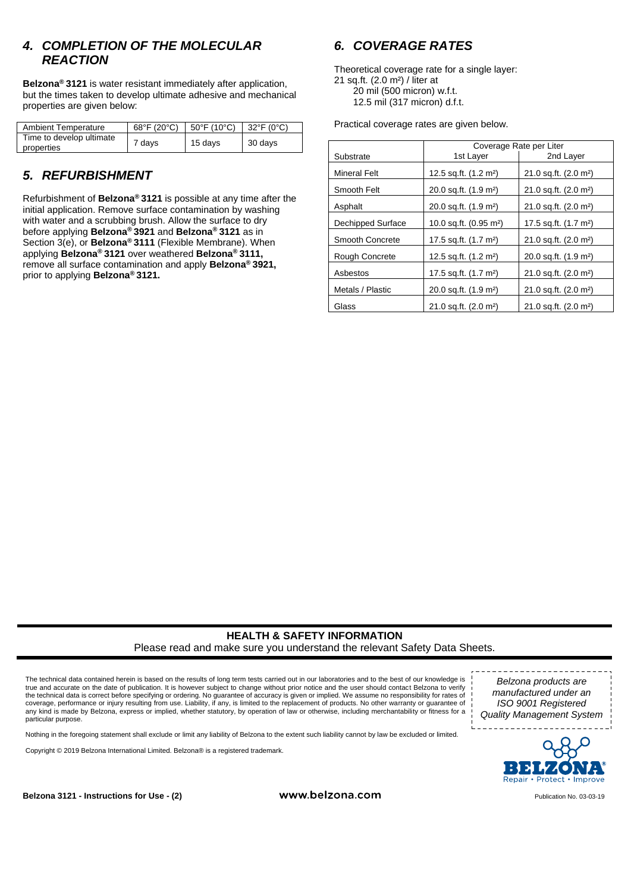## 4. COMPLETION OF THE MOLECULAR REACTION

**Belzona® 3121** is water resistant immediately after application, but the times taken to develop ultimate adhesive and mechanical properties are given below:

| Ambient Temperature | 68°F (20°C) | 50°F (10°C) | 32°F (0°C) |
|---|---|---|---|
| Time to develop ultimate properties | 7 days | 15 days | 30 days |

## 5. REFURBISHMENT

Refurbishment of **Belzona® 3121** is possible at any time after the initial application. Remove surface contamination by washing with water and a scrubbing brush. Allow the surface to dry before applying **Belzona® 3921** and **Belzona® 3121** as in Section 3(e), or **Belzona® 3111** (Flexible Membrane). When applying **Belzona® 3121** over weathered **Belzona® 3111,** remove all surface contamination and apply **Belzona® 3921,** prior to applying **Belzona® 3121.**

## 6. COVERAGE RATES

Theoretical coverage rate for a single layer:
21 sq.ft. (2.0 m²) / liter at
20 mil (500 micron) w.f.t.
12.5 mil (317 micron) d.f.t.

Practical coverage rates are given below.

| Substrate | Coverage Rate per Liter 1st Layer | 2nd Layer |
|---|---|---|
| Mineral Felt | 12.5 sq.ft. (1.2 m²) | 21.0 sq.ft. (2.0 m²) |
| Smooth Felt | 20.0 sq.ft. (1.9 m²) | 21.0 sq.ft. (2.0 m²) |
| Asphalt | 20.0 sq.ft. (1.9 m²) | 21.0 sq.ft. (2.0 m²) |
| Dechipped Surface | 10.0 sq.ft. (0.95 m²) | 17.5 sq.ft. (1.7 m²) |
| Smooth Concrete | 17.5 sq.ft. (1.7 m²) | 21.0 sq.ft. (2.0 m²) |
| Rough Concrete | 12.5 sq.ft. (1.2 m²) | 20.0 sq.ft. (1.9 m²) |
| Asbestos | 17.5 sq.ft. (1.7 m²) | 21.0 sq.ft. (2.0 m²) |
| Metals / Plastic | 20.0 sq.ft. (1.9 m²) | 21.0 sq.ft. (2.0 m²) |
| Glass | 21.0 sq.ft. (2.0 m²) | 21.0 sq.ft. (2.0 m²) |

**HEALTH & SAFETY INFORMATION**

Please read and make sure you understand the relevant Safety Data Sheets.

The technical data contained herein is based on the results of long term tests carried out in our laboratories and to the best of our knowledge is true and accurate on the date of publication. It is however subject to change without prior notice and the user should contact Belzona to verify the technical data is correct before specifying or ordering. No guarantee of accuracy is given or implied. We assume no responsibility for rates of coverage, performance or injury resulting from use. Liability, if any, is limited to the replacement of products. No other warranty or guarantee of any kind is made by Belzona, express or implied, whether statutory, by operation of law or otherwise, including merchantability or fitness for a particular purpose.

Nothing in the foregoing statement shall exclude or limit any liability of Belzona to the extent such liability cannot by law be excluded or limited.

Copyright © 2019 Belzona International Limited. Belzona® is a registered trademark.

*Belzona products are manufactured under an ISO 9001 Registered Quality Management System*

BELZONA® Repair • Protect • Improve

**Belzona 3121 - Instructions for Use - (2)** www.belzona.com Publication No. 03-03-19